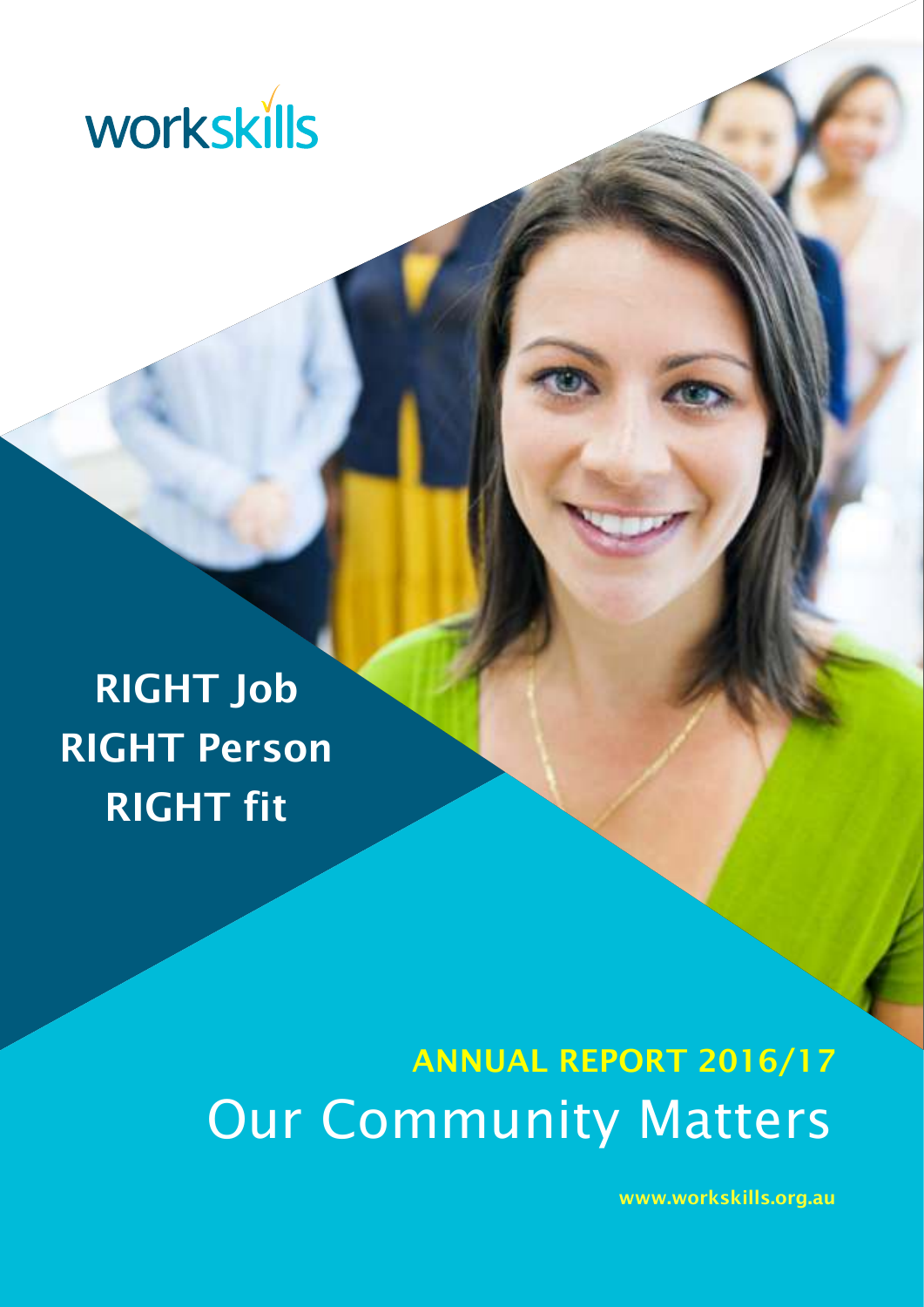workskills

**RIGHT Job**
**RIGHT Person**
**RIGHT fit**

## ANNUAL REPORT 2016/17

# Our Community Matters

www.workskills.org.au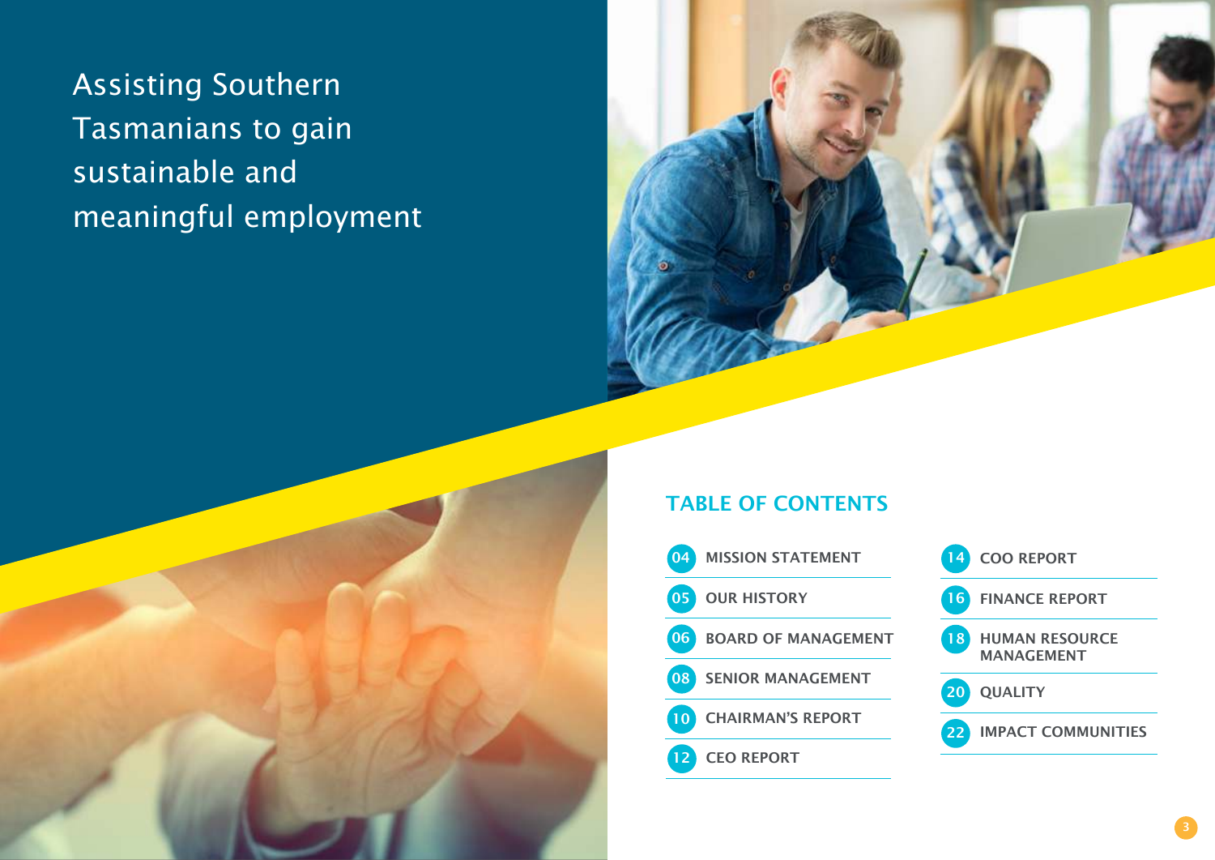Assisting Southern Tasmanians to gain sustainable and meaningful employment

## TABLE OF CONTENTS

| Page | Section |
|---|---|
| 04 | MISSION STATEMENT |
| 05 | OUR HISTORY |
| 06 | BOARD OF MANAGEMENT |
| 08 | SENIOR MANAGEMENT |
| 10 | CHAIRMAN'S REPORT |
| 12 | CEO REPORT |
| 14 | COO REPORT |
| 16 | FINANCE REPORT |
| 18 | HUMAN RESOURCE MANAGEMENT |
| 20 | QUALITY |
| 22 | IMPACT COMMUNITIES |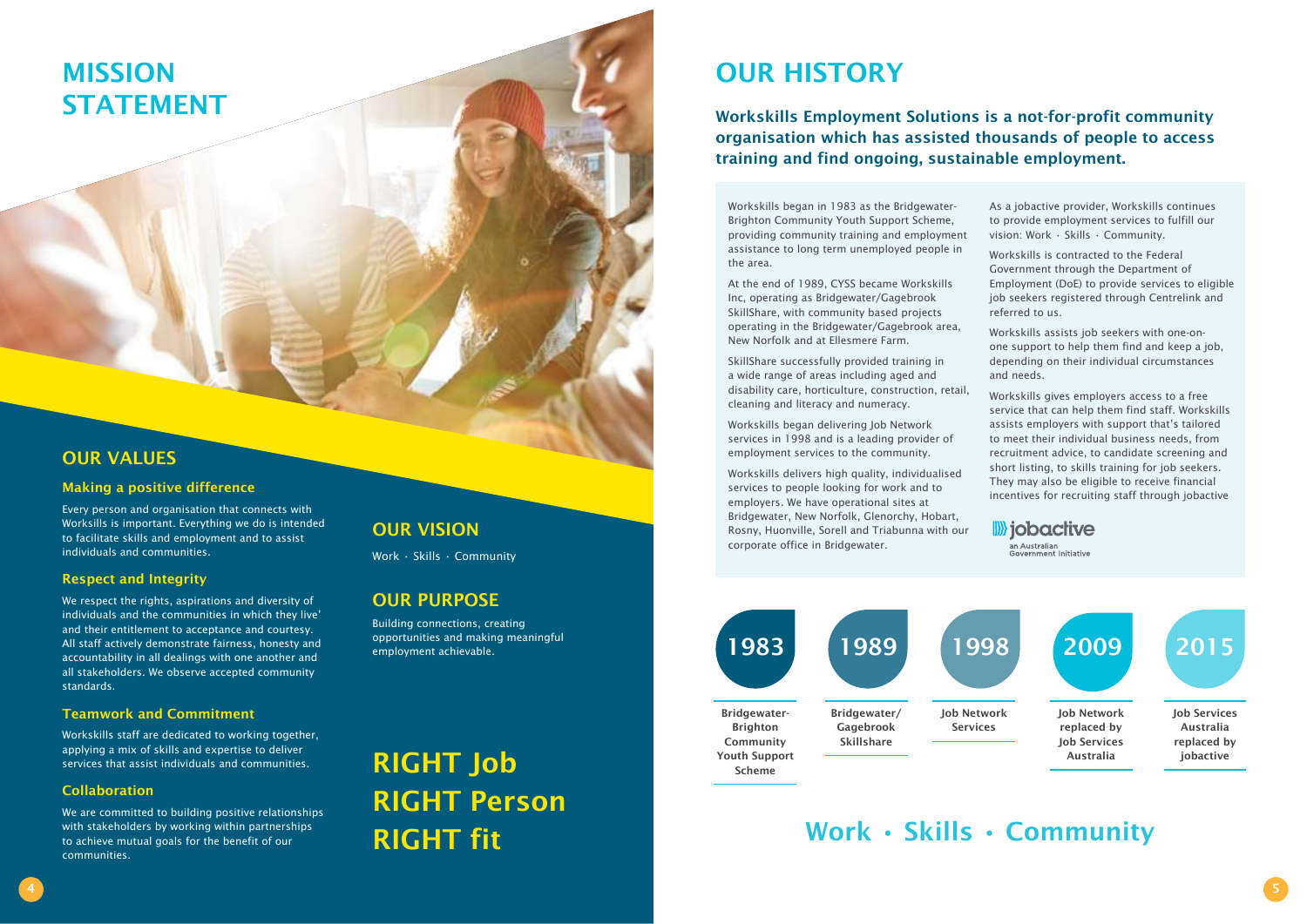# MISSION STATEMENT

## OUR VALUES

### Making a positive difference

Every person and organisation that connects with Worksills is important. Everything we do is intended to facilitate skills and employment and to assist individuals and communities.

### Respect and Integrity

We respect the rights, aspirations and diversity of individuals and the communities in which they live' and their entitlement to acceptance and courtesy. All staff actively demonstrate fairness, honesty and accountability in all dealings with one another and all stakeholders. We observe accepted community standards.

### Teamwork and Commitment

Workskills staff are dedicated to working together, applying a mix of skills and expertise to deliver services that assist individuals and communities.

### Collaboration

We are committed to building positive relationships with stakeholders by working within partnerships to achieve mutual goals for the benefit of our communities.

## OUR VISION

Work · Skills · Community

## OUR PURPOSE

Building connections, creating opportunities and making meaningful employment achievable.

**RIGHT Job**
**RIGHT Person**
**RIGHT fit**

# OUR HISTORY

**Workskills Employment Solutions is a not-for-profit community organisation which has assisted thousands of people to access training and find ongoing, sustainable employment.**

Workskills began in 1983 as the Bridgewater-Brighton Community Youth Support Scheme, providing community training and employment assistance to long term unemployed people in the area.

At the end of 1989, CYSS became Workskills Inc, operating as Bridgewater/Gagebrook SkillShare, with community based projects operating in the Bridgewater/Gagebrook area, New Norfolk and at Ellesmere Farm.

SkillShare successfully provided training in a wide range of areas including aged and disability care, horticulture, construction, retail, cleaning and literacy and numeracy.

Workskills began delivering Job Network services in 1998 and is a leading provider of employment services to the community.

Workskills delivers high quality, individualised services to people looking for work and to employers. We have operational sites at Bridgewater, New Norfolk, Glenorchy, Hobart, Rosny, Huonville, Sorell and Triabunna with our corporate office in Bridgewater.

As a jobactive provider, Workskills continues to provide employment services to fulfill our vision: Work · Skills · Community.

Workskills is contracted to the Federal Government through the Department of Employment (DoE) to provide services to eligible job seekers registered through Centrelink and referred to us.

Workskills assists job seekers with one-on-one support to help them find and keep a job, depending on their individual circumstances and needs.

Workskills gives employers access to a free service that can help them find staff. Workskills assists employers with support that's tailored to meet their individual business needs, from recruitment advice, to candidate screening and short listing, to skills training for job seekers. They may also be eligible to receive financial incentives for recruiting staff through jobactive

jobactive – an Australian Government initiative

| 1983 | 1989 | 1998 | 2009 | 2015 |
| --- | --- | --- | --- | --- |
| Bridgewater-Brighton Community Youth Support Scheme | Bridgewater/ Gagebrook Skillshare | Job Network Services | Job Network replaced by Job Services Australia | Job Services Australia replaced by jobactive |

## Work · Skills · Community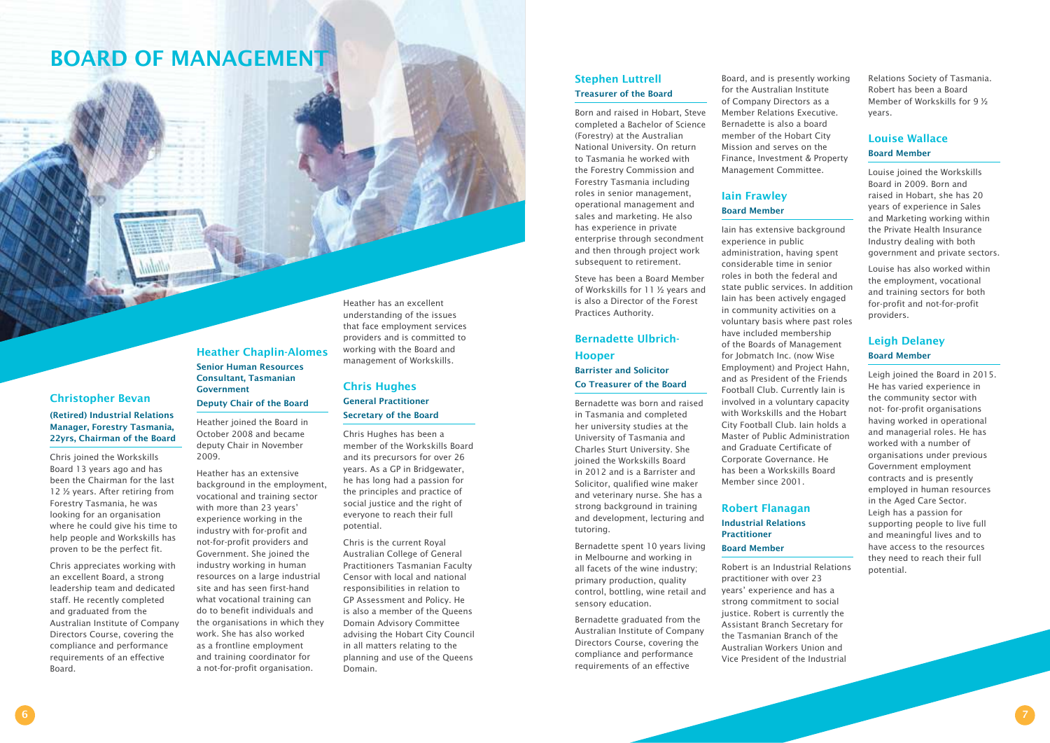# BOARD OF MANAGEMENT

## Christopher Bevan

**(Retired) Industrial Relations Manager, Forestry Tasmania, 22yrs, Chairman of the Board**

Chris joined the Workskills Board 13 years ago and has been the Chairman for the last 12 ½ years. After retiring from Forestry Tasmania, he was looking for an organisation where he could give his time to help people and Workskills has proven to be the perfect fit.

Chris appreciates working with an excellent Board, a strong leadership team and dedicated staff. He recently completed and graduated from the Australian Institute of Company Directors Course, covering the compliance and performance requirements of an effective Board.

## Heather Chaplin-Alomes

**Senior Human Resources Consultant, Tasmanian Government**

**Deputy Chair of the Board**

Heather joined the Board in October 2008 and became deputy Chair in November 2009.

Heather has an extensive background in the employment, vocational and training sector with more than 23 years' experience working in the industry with for-profit and not-for-profit providers and Government. She joined the industry working in human resources on a large industrial site and has seen first-hand what vocational training can do to benefit individuals and the organisations in which they work. She has also worked as a frontline employment and training coordinator for a not-for-profit organisation.

Heather has an excellent understanding of the issues that face employment services providers and is committed to working with the Board and management of Workskills.

## Chris Hughes

**General Practitioner**

**Secretary of the Board**

Chris Hughes has been a member of the Workskills Board for over 26 years. As a GP in Bridgewater, he has long had a passion for the principles and practice of social justice and the right of everyone to reach their full potential.

Chris is the current Royal Australian College of General Practitioners Tasmanian Faculty Censor with local and national responsibilities in relation to GP Assessment and Policy. He is also a member of the Queens Domain Advisory Committee advising the Hobart City Council in all matters relating to the planning and use of the Queens Domain.

## Stephen Luttrell

**Treasurer of the Board**

Born and raised in Hobart, Steve completed a Bachelor of Science (Forestry) at the Australian National University. On return to Tasmania he worked with the Forestry Commission and Forestry Tasmania including roles in senior management, operational management and sales and marketing. He also has experience in private enterprise through secondment and then through project work subsequent to retirement.

Steve has been a Board Member of Workskills for 11 ½ years and is also a Director of the Forest Practices Authority.

## Bernadette Ulbrich-Hooper

**Barrister and Solicitor**

**Co Treasurer of the Board**

Bernadette was born and raised in Tasmania and completed her university studies at the University of Tasmania and Charles Sturt University. She joined the Workskills Board in 2012 and is a Barrister and Solicitor, qualified wine maker and veterinary nurse. She has a strong background in training and development, lecturing and tutoring.

Bernadette spent 10 years living in Melbourne and working in all facets of the wine industry; primary production, quality control, bottling, wine retail and sensory education.

Bernadette graduated from the Australian Institute of Company Directors Course, covering the compliance and performance requirements of an effective Board, and is presently working for the Australian Institute of Company Directors as a Member Relations Executive. Bernadette is also a board member of the Hobart City Mission and serves on the Finance, Investment & Property Management Committee.

## Iain Frawley

**Board Member**

Iain has extensive background experience in public administration, having spent considerable time in senior roles in both the federal and state public services. In addition Iain has been actively engaged in community activities on a voluntary basis where past roles have included membership of the Boards of Management for Jobmatch Inc. (now Wise Employment) and Project Hahn, and as President of the Friends Football Club. Currently Iain is involved in a voluntary capacity with Workskills and the Hobart City Football Club. Iain holds a Master of Public Administration and Graduate Certificate of Corporate Governance. He has been a Workskills Board Member since 2001.

## Robert Flanagan

**Industrial Relations Practitioner**

**Board Member**

Robert is an Industrial Relations practitioner with over 23 years' experience and has a strong commitment to social justice. Robert is currently the Assistant Branch Secretary for the Tasmanian Branch of the Australian Workers Union and Vice President of the Industrial Relations Society of Tasmania. Robert has been a Board Member of Workskills for 9 ½ years.

## Louise Wallace

**Board Member**

Louise joined the Workskills Board in 2009. Born and raised in Hobart, she has 20 years of experience in Sales and Marketing working within the Private Health Insurance Industry dealing with both government and private sectors.

Louise has also worked within the employment, vocational and training sectors for both for-profit and not-for-profit providers.

## Leigh Delaney

**Board Member**

Leigh joined the Board in 2015. He has varied experience in the community sector with not- for-profit organisations having worked in operational and managerial roles. He has worked with a number of organisations under previous Government employment contracts and is presently employed in human resources in the Aged Care Sector. Leigh has a passion for supporting people to live full and meaningful lives and to have access to the resources they need to reach their full potential.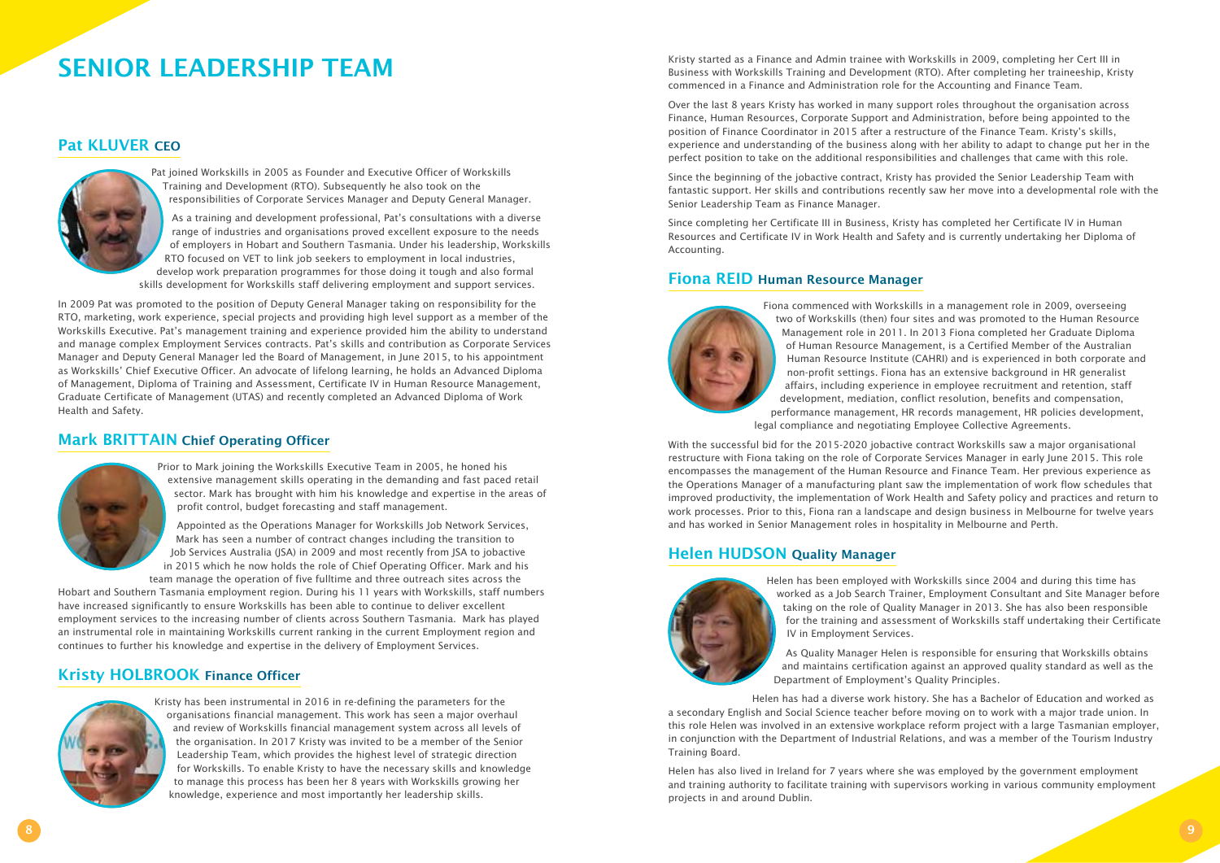# SENIOR LEADERSHIP TEAM

## Pat KLUVER CEO

Pat joined Workskills in 2005 as Founder and Executive Officer of Workskills Training and Development (RTO). Subsequently he also took on the responsibilities of Corporate Services Manager and Deputy General Manager.

As a training and development professional, Pat's consultations with a diverse range of industries and organisations proved excellent exposure to the needs of employers in Hobart and Southern Tasmania. Under his leadership, Workskills RTO focused on VET to link job seekers to employment in local industries, develop work preparation programmes for those doing it tough and also formal skills development for Workskills staff delivering employment and support services.

In 2009 Pat was promoted to the position of Deputy General Manager taking on responsibility for the RTO, marketing, work experience, special projects and providing high level support as a member of the Workskills Executive. Pat's management training and experience provided him the ability to understand and manage complex Employment Services contracts. Pat's skills and contribution as Corporate Services Manager and Deputy General Manager led the Board of Management, in June 2015, to his appointment as Workskills' Chief Executive Officer. An advocate of lifelong learning, he holds an Advanced Diploma of Management, Diploma of Training and Assessment, Certificate IV in Human Resource Management, Graduate Certificate of Management (UTAS) and recently completed an Advanced Diploma of Work Health and Safety.

## Mark BRITTAIN Chief Operating Officer

Prior to Mark joining the Workskills Executive Team in 2005, he honed his extensive management skills operating in the demanding and fast paced retail sector. Mark has brought with him his knowledge and expertise in the areas of profit control, budget forecasting and staff management.

Appointed as the Operations Manager for Workskills Job Network Services, Mark has seen a number of contract changes including the transition to Job Services Australia (JSA) in 2009 and most recently from JSA to jobactive in 2015 which he now holds the role of Chief Operating Officer. Mark and his team manage the operation of five fulltime and three outreach sites across the Hobart and Southern Tasmania employment region. During his 11 years with Workskills, staff numbers have increased significantly to ensure Workskills has been able to continue to deliver excellent employment services to the increasing number of clients across Southern Tasmania. Mark has played an instrumental role in maintaining Workskills current ranking in the current Employment region and continues to further his knowledge and expertise in the delivery of Employment Services.

## Kristy HOLBROOK Finance Officer

Kristy has been instrumental in 2016 in re-defining the parameters for the organisations financial management. This work has seen a major overhaul and review of Workskills financial management system across all levels of the organisation. In 2017 Kristy was invited to be a member of the Senior Leadership Team, which provides the highest level of strategic direction for Workskills. To enable Kristy to have the necessary skills and knowledge to manage this process has been her 8 years with Workskills growing her knowledge, experience and most importantly her leadership skills.

Kristy started as a Finance and Admin trainee with Workskills in 2009, completing her Cert III in Business with Workskills Training and Development (RTO). After completing her traineeship, Kristy commenced in a Finance and Administration role for the Accounting and Finance Team.

Over the last 8 years Kristy has worked in many support roles throughout the organisation across Finance, Human Resources, Corporate Support and Administration, before being appointed to the position of Finance Coordinator in 2015 after a restructure of the Finance Team. Kristy's skills, experience and understanding of the business along with her ability to adapt to change put her in the perfect position to take on the additional responsibilities and challenges that came with this role.

Since the beginning of the jobactive contract, Kristy has provided the Senior Leadership Team with fantastic support. Her skills and contributions recently saw her move into a developmental role with the Senior Leadership Team as Finance Manager.

Since completing her Certificate III in Business, Kristy has completed her Certificate IV in Human Resources and Certificate IV in Work Health and Safety and is currently undertaking her Diploma of Accounting.

## Fiona REID Human Resource Manager

Fiona commenced with Workskills in a management role in 2009, overseeing two of Workskills (then) four sites and was promoted to the Human Resource Management role in 2011. In 2013 Fiona completed her Graduate Diploma of Human Resource Management, is a Certified Member of the Australian Human Resource Institute (CAHRI) and is experienced in both corporate and non-profit settings. Fiona has an extensive background in HR generalist affairs, including experience in employee recruitment and retention, staff development, mediation, conflict resolution, benefits and compensation, performance management, HR records management, HR policies development, legal compliance and negotiating Employee Collective Agreements.

With the successful bid for the 2015-2020 jobactive contract Workskills saw a major organisational restructure with Fiona taking on the role of Corporate Services Manager in early June 2015. This role encompasses the management of the Human Resource and Finance Team. Her previous experience as the Operations Manager of a manufacturing plant saw the implementation of work flow schedules that improved productivity, the implementation of Work Health and Safety policy and practices and return to work processes. Prior to this, Fiona ran a landscape and design business in Melbourne for twelve years and has worked in Senior Management roles in hospitality in Melbourne and Perth.

## Helen HUDSON Quality Manager

Helen has been employed with Workskills since 2004 and during this time has worked as a Job Search Trainer, Employment Consultant and Site Manager before taking on the role of Quality Manager in 2013. She has also been responsible for the training and assessment of Workskills staff undertaking their Certificate IV in Employment Services.

As Quality Manager Helen is responsible for ensuring that Workskills obtains and maintains certification against an approved quality standard as well as the Department of Employment's Quality Principles.

Helen has had a diverse work history. She has a Bachelor of Education and worked as a secondary English and Social Science teacher before moving on to work with a major trade union. In this role Helen was involved in an extensive workplace reform project with a large Tasmanian employer, in conjunction with the Department of Industrial Relations, and was a member of the Tourism Industry Training Board.

Helen has also lived in Ireland for 7 years where she was employed by the government employment and training authority to facilitate training with supervisors working in various community employment projects in and around Dublin.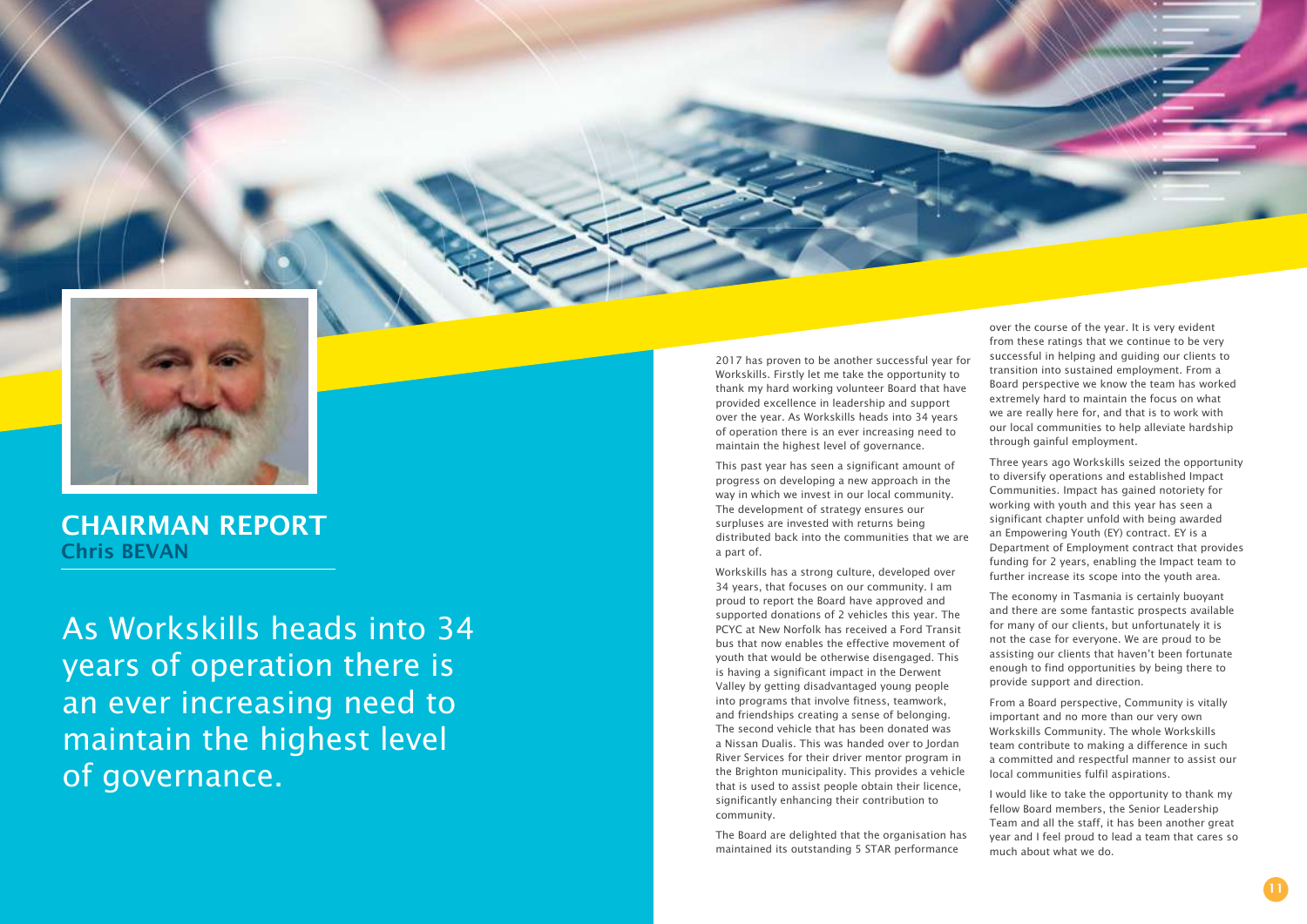# CHAIRMAN REPORT

## Chris BEVAN

As Workskills heads into 34 years of operation there is an ever increasing need to maintain the highest level of governance.

2017 has proven to be another successful year for Workskills. Firstly let me take the opportunity to thank my hard working volunteer Board that have provided excellence in leadership and support over the year. As Workskills heads into 34 years of operation there is an ever increasing need to maintain the highest level of governance.

This past year has seen a significant amount of progress on developing a new approach in the way in which we invest in our local community. The development of strategy ensures our surpluses are invested with returns being distributed back into the communities that we are a part of.

Workskills has a strong culture, developed over 34 years, that focuses on our community. I am proud to report the Board have approved and supported donations of 2 vehicles this year. The PCYC at New Norfolk has received a Ford Transit bus that now enables the effective movement of youth that would be otherwise disengaged. This is having a significant impact in the Derwent Valley by getting disadvantaged young people into programs that involve fitness, teamwork, and friendships creating a sense of belonging. The second vehicle that has been donated was a Nissan Dualis. This was handed over to Jordan River Services for their driver mentor program in the Brighton municipality. This provides a vehicle that is used to assist people obtain their licence, significantly enhancing their contribution to community.

The Board are delighted that the organisation has maintained its outstanding 5 STAR performance over the course of the year. It is very evident from these ratings that we continue to be very successful in helping and guiding our clients to transition into sustained employment. From a Board perspective we know the team has worked extremely hard to maintain the focus on what we are really here for, and that is to work with our local communities to help alleviate hardship through gainful employment.

Three years ago Workskills seized the opportunity to diversify operations and established Impact Communities. Impact has gained notoriety for working with youth and this year has seen a significant chapter unfold with being awarded an Empowering Youth (EY) contract. EY is a Department of Employment contract that provides funding for 2 years, enabling the Impact team to further increase its scope into the youth area.

The economy in Tasmania is certainly buoyant and there are some fantastic prospects available for many of our clients, but unfortunately it is not the case for everyone. We are proud to be assisting our clients that haven't been fortunate enough to find opportunities by being there to provide support and direction.

From a Board perspective, Community is vitally important and no more than our very own Workskills Community. The whole Workskills team contribute to making a difference in such a committed and respectful manner to assist our local communities fulfil aspirations.

I would like to take the opportunity to thank my fellow Board members, the Senior Leadership Team and all the staff, it has been another great year and I feel proud to lead a team that cares so much about what we do.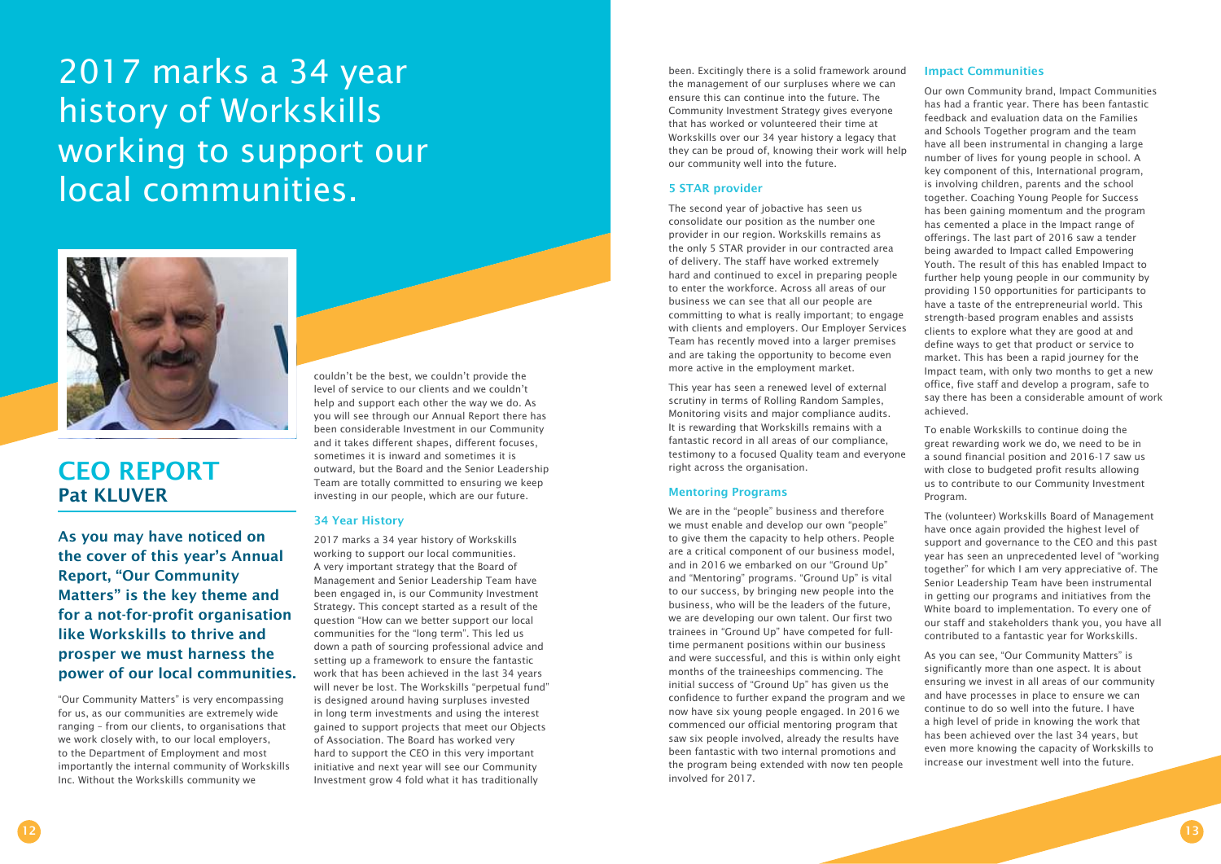# 2017 marks a 34 year history of Workskills working to support our local communities.

## CEO REPORT
### Pat KLUVER

**As you may have noticed on the cover of this year's Annual Report, "Our Community Matters" is the key theme and for a not-for-profit organisation like Workskills to thrive and prosper we must harness the power of our local communities.**

"Our Community Matters" is very encompassing for us, as our communities are extremely wide ranging – from our clients, to organisations that we work closely with, to our local employers, to the Department of Employment and most importantly the internal community of Workskills Inc. Without the Workskills community we couldn't be the best, we couldn't provide the level of service to our clients and we couldn't help and support each other the way we do. As you will see through our Annual Report there has been considerable Investment in our Community and it takes different shapes, different focuses, sometimes it is inward and sometimes it is outward, but the Board and the Senior Leadership Team are totally committed to ensuring we keep investing in our people, which are our future.

### 34 Year History

2017 marks a 34 year history of Workskills working to support our local communities. A very important strategy that the Board of Management and Senior Leadership Team have been engaged in, is our Community Investment Strategy. This concept started as a result of the question "How can we better support our local communities for the "long term". This led us down a path of sourcing professional advice and setting up a framework to ensure the fantastic work that has been achieved in the last 34 years will never be lost. The Workskills "perpetual fund" is designed around having surpluses invested in long term investments and using the interest gained to support projects that meet our Objects of Association. The Board has worked very hard to support the CEO in this very important initiative and next year will see our Community Investment grow 4 fold what it has traditionally been. Excitingly there is a solid framework around the management of our surpluses where we can ensure this can continue into the future. The Community Investment Strategy gives everyone that has worked or volunteered their time at Workskills over our 34 year history a legacy that they can be proud of, knowing their work will help our community well into the future.

### 5 STAR provider

The second year of jobactive has seen us consolidate our position as the number one provider in our region. Workskills remains as the only 5 STAR provider in our contracted area of delivery. The staff have worked extremely hard and continued to excel in preparing people to enter the workforce. Across all areas of our business we can see that all our people are committing to what is really important; to engage with clients and employers. Our Employer Services Team has recently moved into a larger premises and are taking the opportunity to become even more active in the employment market.

This year has seen a renewed level of external scrutiny in terms of Rolling Random Samples, Monitoring visits and major compliance audits. It is rewarding that Workskills remains with a fantastic record in all areas of our compliance, testimony to a focused Quality team and everyone right across the organisation.

### Mentoring Programs

We are in the "people" business and therefore we must enable and develop our own "people" to give them the capacity to help others. People are a critical component of our business model, and in 2016 we embarked on our "Ground Up" and "Mentoring" programs. "Ground Up" is vital to our success, by bringing new people into the business, who will be the leaders of the future, we are developing our own talent. Our first two trainees in "Ground Up" have competed for full-time permanent positions within our business and were successful, and this is within only eight months of the traineeships commencing. The initial success of "Ground Up" has given us the confidence to further expand the program and we now have six young people engaged. In 2016 we commenced our official mentoring program that saw six people involved, already the results have been fantastic with two internal promotions and the program being extended with now ten people involved for 2017.

### Impact Communities

Our own Community brand, Impact Communities has had a frantic year. There has been fantastic feedback and evaluation data on the Families and Schools Together program and the team have all been instrumental in changing a large number of lives for young people in school. A key component of this, International program, is involving children, parents and the school together. Coaching Young People for Success has been gaining momentum and the program has cemented a place in the Impact range of offerings. The last part of 2016 saw a tender being awarded to Impact called Empowering Youth. The result of this has enabled Impact to further help young people in our community by providing 150 opportunities for participants to have a taste of the entrepreneurial world. This strength-based program enables and assists clients to explore what they are good at and define ways to get that product or service to market. This has been a rapid journey for the Impact team, with only two months to get a new office, five staff and develop a program, safe to say there has been a considerable amount of work achieved.

To enable Workskills to continue doing the great rewarding work we do, we need to be in a sound financial position and 2016-17 saw us with close to budgeted profit results allowing us to contribute to our Community Investment Program.

The (volunteer) Workskills Board of Management have once again provided the highest level of support and governance to the CEO and this past year has seen an unprecedented level of "working together" for which I am very appreciative of. The Senior Leadership Team have been instrumental in getting our programs and initiatives from the White board to implementation. To every one of our staff and stakeholders thank you, you have all contributed to a fantastic year for Workskills.

As you can see, "Our Community Matters" is significantly more than one aspect. It is about ensuring we invest in all areas of our community and have processes in place to ensure we can continue to do so well into the future. I have a high level of pride in knowing the work that has been achieved over the last 34 years, but even more knowing the capacity of Workskills to increase our investment well into the future.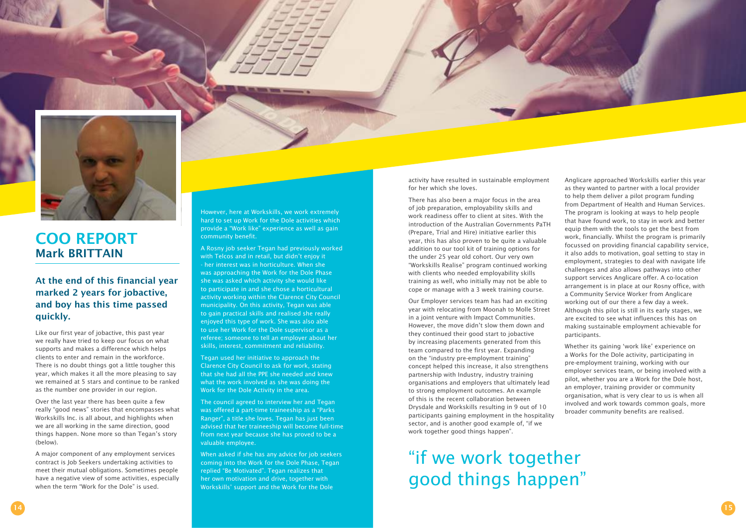# COO REPORT
## Mark BRITTAIN

### At the end of this financial year marked 2 years for jobactive, and boy has this time passed quickly.

Like our first year of jobactive, this past year we really have tried to keep our focus on what supports and makes a difference which helps clients to enter and remain in the workforce. There is no doubt things got a little tougher this year, which makes it all the more pleasing to say we remained at 5 stars and continue to be ranked as the number one provider in our region.

Over the last year there has been quite a few really "good news" stories that encompasses what Workskills Inc. is all about, and highlights when we are all working in the same direction, good things happen. None more so than Tegan's story (below).

A major component of any employment services contract is Job Seekers undertaking activities to meet their mutual obligations. Sometimes people have a negative view of some activities, especially when the term "Work for the Dole" is used.

However, here at Workskills, we work extremely hard to set up Work for the Dole activities which provide a "Work like" experience as well as gain community benefit.

A Rosny job seeker Tegan had previously worked with Telcos and in retail, but didn't enjoy it - her interest was in horticulture. When she was approaching the Work for the Dole Phase she was asked which activity she would like to participate in and she chose a horticultural activity working within the Clarence City Council municipality. On this activity, Tegan was able to gain practical skills and realised she really enjoyed this type of work. She was also able to use her Work for the Dole supervisor as a referee; someone to tell an employer about her skills, interest, commitment and reliability.

Tegan used her initiative to approach the Clarence City Council to ask for work, stating that she had all the PPE she needed and knew what the work involved as she was doing the Work for the Dole Activity in the area.

The council agreed to interview her and Tegan was offered a part-time traineeship as a "Parks Ranger", a title she loves. Tegan has just been advised that her traineeship will become full-time from next year because she has proved to be a valuable employee.

When asked if she has any advice for job seekers coming into the Work for the Dole Phase, Tegan replied "Be Motivated". Tegan realizes that her own motivation and drive, together with Workskills' support and the Work for the Dole activity have resulted in sustainable employment for her which she loves.

There has also been a major focus in the area of job preparation, employability skills and work readiness offer to client at sites. With the introduction of the Australian Governments PaTH (Prepare, Trial and Hire) initiative earlier this year, this has also proven to be quite a valuable addition to our tool kit of training options for the under 25 year old cohort. Our very own "Workskills Realise" program continued working with clients who needed employability skills training as well, who initially may not be able to cope or manage with a 3 week training course.

Our Employer services team has had an exciting year with relocating from Moonah to Molle Street in a joint venture with Impact Communities. However, the move didn't slow them down and they continued their good start to jobactive by increasing placements generated from this team compared to the first year. Expanding on the "industry pre-employment training" concept helped this increase, it also strengthens partnership with Industry, industry training organisations and employers that ultimately lead to strong employment outcomes. An example of this is the recent collaboration between Drysdale and Workskills resulting in 9 out of 10 participants gaining employment in the hospitality sector, and is another good example of, "if we work together good things happen".

> "if we work together good things happen"

Anglicare approached Workskills earlier this year as they wanted to partner with a local provider to help them deliver a pilot program funding from Department of Health and Human Services. The program is looking at ways to help people that have found work, to stay in work and better equip them with the tools to get the best from work, financially. Whilst the program is primarily focussed on providing financial capability service, it also adds to motivation, goal setting to stay in employment, strategies to deal with navigate life challenges and also allows pathways into other support services Anglicare offer. A co-location arrangement is in place at our Rosny office, with a Community Service Worker from Anglicare working out of our there a few day a week. Although this pilot is still in its early stages, we are excited to see what influences this has on making sustainable employment achievable for participants.

Whether its gaining 'work like' experience on a Works for the Dole activity, participating in pre-employment training, working with our employer services team, or being involved with a pilot, whether you are a Work for the Dole host, an employer, training provider or community organisation, what is very clear to us is when all involved and work towards common goals, more broader community benefits are realised.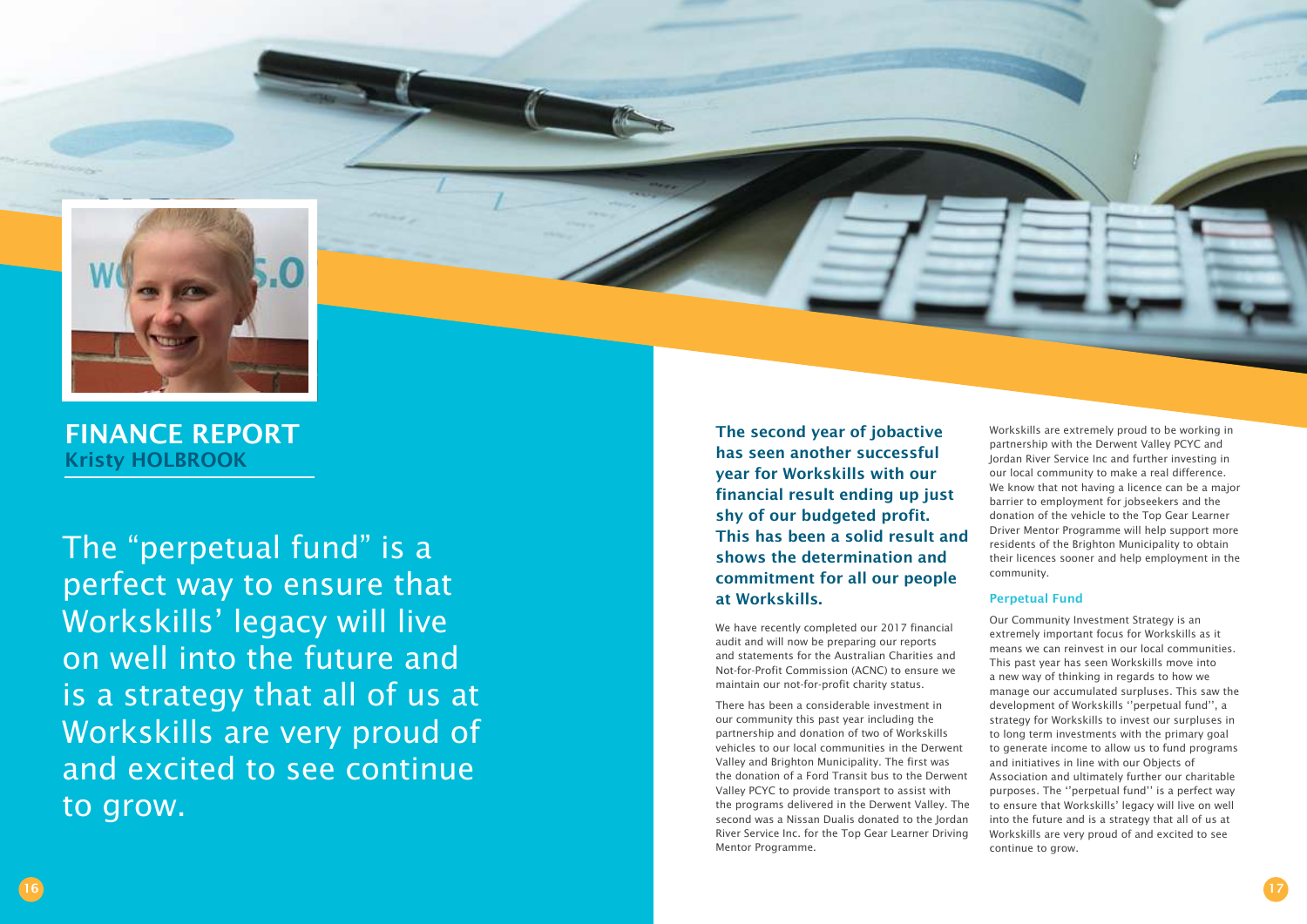# FINANCE REPORT

## Kristy HOLBROOK

The “perpetual fund” is a perfect way to ensure that Workskills’ legacy will live on well into the future and is a strategy that all of us at Workskills are very proud of and excited to see continue to grow.

**The second year of jobactive has seen another successful year for Workskills with our financial result ending up just shy of our budgeted profit. This has been a solid result and shows the determination and commitment for all our people at Workskills.**

We have recently completed our 2017 financial audit and will now be preparing our reports and statements for the Australian Charities and Not-for-Profit Commission (ACNC) to ensure we maintain our not-for-profit charity status.

There has been a considerable investment in our community this past year including the partnership and donation of two of Workskills vehicles to our local communities in the Derwent Valley and Brighton Municipality. The first was the donation of a Ford Transit bus to the Derwent Valley PCYC to provide transport to assist with the programs delivered in the Derwent Valley. The second was a Nissan Dualis donated to the Jordan River Service Inc. for the Top Gear Learner Driving Mentor Programme.

Workskills are extremely proud to be working in partnership with the Derwent Valley PCYC and Jordan River Service Inc and further investing in our local community to make a real difference. We know that not having a licence can be a major barrier to employment for jobseekers and the donation of the vehicle to the Top Gear Learner Driver Mentor Programme will help support more residents of the Brighton Municipality to obtain their licences sooner and help employment in the community.

### Perpetual Fund

Our Community Investment Strategy is an extremely important focus for Workskills as it means we can reinvest in our local communities. This past year has seen Workskills move into a new way of thinking in regards to how we manage our accumulated surpluses. This saw the development of Workskills ‘‘perpetual fund’’, a strategy for Workskills to invest our surpluses in to long term investments with the primary goal to generate income to allow us to fund programs and initiatives in line with our Objects of Association and ultimately further our charitable purposes. The ‘‘perpetual fund’’ is a perfect way to ensure that Workskills’ legacy will live on well into the future and is a strategy that all of us at Workskills are very proud of and excited to see continue to grow.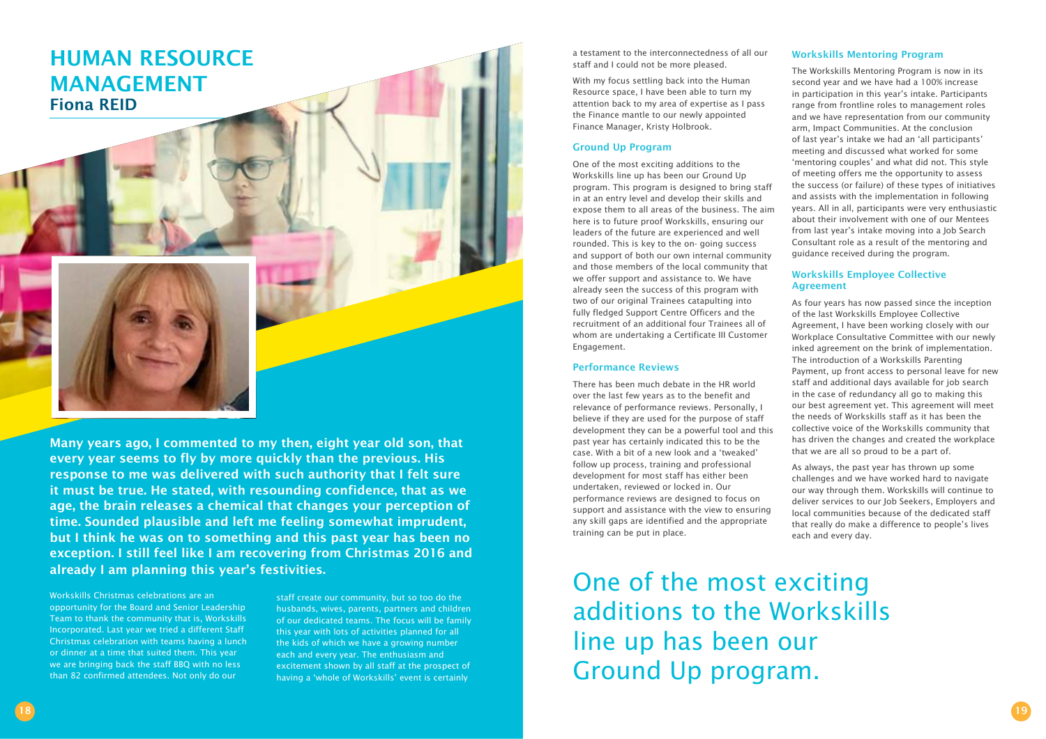# HUMAN RESOURCE MANAGEMENT

## Fiona REID

**Many years ago, I commented to my then, eight year old son, that every year seems to fly by more quickly than the previous. His response to me was delivered with such authority that I felt sure it must be true. He stated, with resounding confidence, that as we age, the brain releases a chemical that changes your perception of time. Sounded plausible and left me feeling somewhat imprudent, but I think he was on to something and this past year has been no exception. I still feel like I am recovering from Christmas 2016 and already I am planning this year's festivities.**

Workskills Christmas celebrations are an opportunity for the Board and Senior Leadership Team to thank the community that is, Workskills Incorporated. Last year we tried a different Staff Christmas celebration with teams having a lunch or dinner at a time that suited them. This year we are bringing back the staff BBQ with no less than 82 confirmed attendees. Not only do our staff create our community, but so too do the husbands, wives, parents, partners and children of our dedicated teams. The focus will be family this year with lots of activities planned for all the kids of which we have a growing number each and every year. The enthusiasm and excitement shown by all staff at the prospect of having a 'whole of Workskills' event is certainly a testament to the interconnectedness of all our staff and I could not be more pleased.

With my focus settling back into the Human Resource space, I have been able to turn my attention back to my area of expertise as I pass the Finance mantle to our newly appointed Finance Manager, Kristy Holbrook.

### Ground Up Program

One of the most exciting additions to the Workskills line up has been our Ground Up program. This program is designed to bring staff in at an entry level and develop their skills and expose them to all areas of the business. The aim here is to future proof Workskills, ensuring our leaders of the future are experienced and well rounded. This is key to the on- going success and support of both our own internal community and those members of the local community that we offer support and assistance to. We have already seen the success of this program with two of our original Trainees catapulting into fully fledged Support Centre Officers and the recruitment of an additional four Trainees all of whom are undertaking a Certificate III Customer Engagement.

### Performance Reviews

There has been much debate in the HR world over the last few years as to the benefit and relevance of performance reviews. Personally, I believe if they are used for the purpose of staff development they can be a powerful tool and this past year has certainly indicated this to be the case. With a bit of a new look and a 'tweaked' follow up process, training and professional development for most staff has either been undertaken, reviewed or locked in. Our performance reviews are designed to focus on support and assistance with the view to ensuring any skill gaps are identified and the appropriate training can be put in place.

### Workskills Mentoring Program

The Workskills Mentoring Program is now in its second year and we have had a 100% increase in participation in this year's intake. Participants range from frontline roles to management roles and we have representation from our community arm, Impact Communities. At the conclusion of last year's intake we had an 'all participants' meeting and discussed what worked for some 'mentoring couples' and what did not. This style of meeting offers me the opportunity to assess the success (or failure) of these types of initiatives and assists with the implementation in following years. All in all, participants were very enthusiastic about their involvement with one of our Mentees from last year's intake moving into a Job Search Consultant role as a result of the mentoring and guidance received during the program.

### Workskills Employee Collective Agreement

As four years has now passed since the inception of the last Workskills Employee Collective Agreement, I have been working closely with our Workplace Consultative Committee with our newly inked agreement on the brink of implementation. The introduction of a Workskills Parenting Payment, up front access to personal leave for new staff and additional days available for job search in the case of redundancy all go to making this our best agreement yet. This agreement will meet the needs of Workskills staff as it has been the collective voice of the Workskills community that has driven the changes and created the workplace that we are all so proud to be a part of.

As always, the past year has thrown up some challenges and we have worked hard to navigate our way through them. Workskills will continue to deliver services to our Job Seekers, Employers and local communities because of the dedicated staff that really do make a difference to people's lives each and every day.

One of the most exciting additions to the Workskills line up has been our Ground Up program.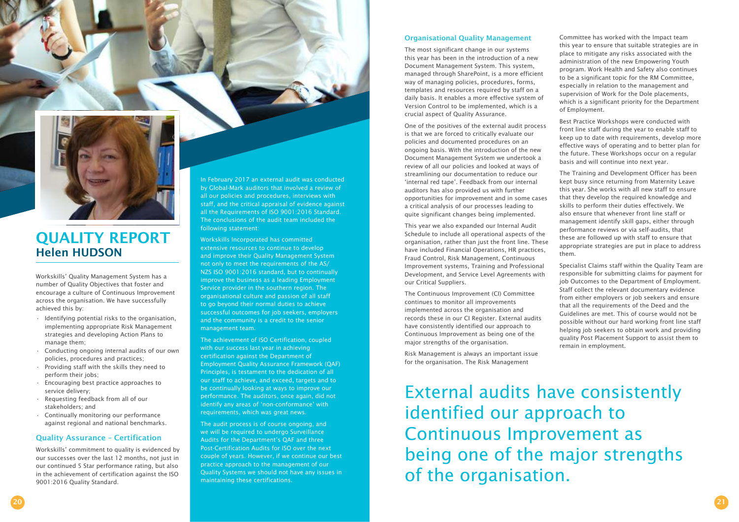# QUALITY REPORT
## Helen HUDSON

Workskills' Quality Management System has a number of Quality Objectives that foster and encourage a culture of Continuous Improvement across the organisation. We have successfully achieved this by:

- Identifying potential risks to the organisation, implementing appropriate Risk Management strategies and developing Action Plans to manage them;
- Conducting ongoing internal audits of our own policies, procedures and practices;
- Providing staff with the skills they need to perform their jobs;
- Encouraging best practice approaches to service delivery;
- Requesting feedback from all of our stakeholders; and
- Continually monitoring our performance against regional and national benchmarks.

### Quality Assurance – Certification

Workskills' commitment to quality is evidenced by our successes over the last 12 months, not just in our continued 5 Star performance rating, but also in the achievement of certification against the ISO 9001:2016 Quality Standard.

In February 2017 an external audit was conducted by Global-Mark auditors that involved a review of all our policies and procedures, interviews with staff, and the critical appraisal of evidence against all the Requirements of ISO 9001:2016 Standard. The conclusions of the audit team included the following statement:

Workskills Incorporated has committed extensive resources to continue to develop and improve their Quality Management System not only to meet the requirements of the AS/NZS ISO 9001:2016 standard, but to continually improve the business as a leading Employment Service provider in the southern region. The organisational culture and passion of all staff to go beyond their normal duties to achieve successful outcomes for job seekers, employers and the community is a credit to the senior management team.

The achievement of ISO Certification, coupled with our success last year in achieving certification against the Department of Employment Quality Assurance Framework (QAF) Principles, is testament to the dedication of all our staff to achieve, and exceed, targets and to be continually looking at ways to improve our performance. The auditors, once again, did not identify any areas of 'non-conformance' with requirements, which was great news.

The audit process is of course ongoing, and we will be required to undergo Surveillance Audits for the Department's QAF and three Post-Certification Audits for ISO over the next couple of years. However, if we continue our best practice approach to the management of our Quality Systems we should not have any issues in maintaining these certifications.

### Organisational Quality Management

The most significant change in our systems this year has been in the introduction of a new Document Management System. This system, managed through SharePoint, is a more efficient way of managing policies, procedures, forms, templates and resources required by staff on a daily basis. It enables a more effective system of Version Control to be implemented, which is a crucial aspect of Quality Assurance.

One of the positives of the external audit process is that we are forced to critically evaluate our policies and documented procedures on an ongoing basis. With the introduction of the new Document Management System we undertook a review of all our policies and looked at ways of streamlining our documentation to reduce our 'internal red tape'. Feedback from our internal auditors has also provided us with further opportunities for improvement and in some cases a critical analysis of our processes leading to quite significant changes being implemented.

This year we also expanded our Internal Audit Schedule to include all operational aspects of the organisation, rather than just the front line. These have included Financial Operations, HR practices, Fraud Control, Risk Management, Continuous Improvement systems, Training and Professional Development, and Service Level Agreements with our Critical Suppliers.

The Continuous Improvement (CI) Committee continues to monitor all improvements implemented across the organisation and records these in our CI Register. External audits have consistently identified our approach to Continuous Improvement as being one of the major strengths of the organisation.

Risk Management is always an important issue for the organisation. The Risk Management Committee has worked with the Impact team this year to ensure that suitable strategies are in place to mitigate any risks associated with the administration of the new Empowering Youth program. Work Health and Safety also continues to be a significant topic for the RM Committee, especially in relation to the management and supervision of Work for the Dole placements, which is a significant priority for the Department of Employment.

Best Practice Workshops were conducted with front line staff during the year to enable staff to keep up to date with requirements, develop more effective ways of operating and to better plan for the future. These Workshops occur on a regular basis and will continue into next year.

The Training and Development Officer has been kept busy since returning from Maternity Leave this year. She works with all new staff to ensure that they develop the required knowledge and skills to perform their duties effectively. We also ensure that whenever front line staff or management identify skill gaps, either through performance reviews or via self-audits, that these are followed up with staff to ensure that appropriate strategies are put in place to address them.

Specialist Claims staff within the Quality Team are responsible for submitting claims for payment for job Outcomes to the Department of Employment. Staff collect the relevant documentary evidence from either employers or job seekers and ensure that all the requirements of the Deed and the Guidelines are met. This of course would not be possible without our hard working front line staff helping job seekers to obtain work and providing quality Post Placement Support to assist them to remain in employment.

External audits have consistently identified our approach to Continuous Improvement as being one of the major strengths of the organisation.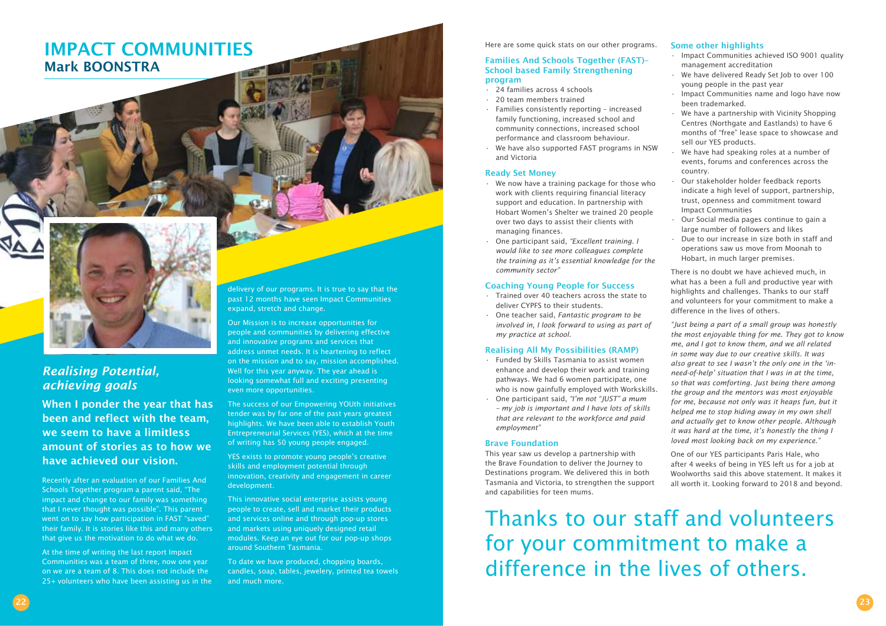# IMPACT COMMUNITIES

## Mark BOONSTRA

### *Realising Potential, achieving goals*

**When I ponder the year that has been and reflect with the team, we seem to have a limitless amount of stories as to how we have achieved our vision.**

Recently after an evaluation of our Families And Schools Together program a parent said, "The impact and change to our family was something that I never thought was possible". This parent went on to say how participation in FAST "saved" their family. It is stories like this and many others that give us the motivation to do what we do.

At the time of writing the last report Impact Communities was a team of three, now one year on we are a team of 8. This does not include the 25+ volunteers who have been assisting us in the delivery of our programs. It is true to say that the past 12 months have seen Impact Communities expand, stretch and change.

Our Mission is to increase opportunities for people and communities by delivering effective and innovative programs and services that address unmet needs. It is heartening to reflect on the mission and to say, mission accomplished. Well for this year anyway. The year ahead is looking somewhat full and exciting presenting even more opportunities.

The success of our Empowering YOUth initiatives tender was by far one of the past years greatest highlights. We have been able to establish Youth Entrepreneurial Services (YES), which at the time of writing has 50 young people engaged.

YES exists to promote young people's creative skills and employment potential through innovation, creativity and engagement in career development.

This innovative social enterprise assists young people to create, sell and market their products and services online and through pop-up stores and markets using uniquely designed retail modules. Keep an eye out for our pop-up shops around Southern Tasmania.

To date we have produced, chopping boards, candles, soap, tables, jewelery, printed tea towels and much more.

Here are some quick stats on our other programs.

### Families And Schools Together (FAST)- School based Family Strengthening program

- 24 families across 4 schools
- 20 team members trained
- Families consistently reporting – increased family functioning, increased school and community connections, increased school performance and classroom behaviour.
- We have also supported FAST programs in NSW and Victoria

### Ready Set Money

- We now have a training package for those who work with clients requiring financial literacy support and education. In partnership with Hobart Women's Shelter we trained 20 people over two days to assist their clients with managing finances.
- One participant said, *"Excellent training. I would like to see more colleagues complete the training as it's essential knowledge for the community sector"*

### Coaching Young People for Success

- Trained over 40 teachers across the state to deliver CYPFS to their students.
- One teacher said, *Fantastic program to be involved in, I look forward to using as part of my practice at school.*

### Realising All My Possibilities (RAMP)

- Funded by Skills Tasmania to assist women enhance and develop their work and training pathways. We had 6 women participate, one who is now gainfully employed with Workskills.
- One participant said, *"I'm not "JUST" a mum – my job is important and I have lots of skills that are relevant to the workforce and paid employment"*

### Brave Foundation

This year saw us develop a partnership with the Brave Foundation to deliver the Journey to Destinations program. We delivered this in both Tasmania and Victoria, to strengthen the support and capabilities for teen mums.

### Some other highlights

- Impact Communities achieved ISO 9001 quality management accreditation
- We have delivered Ready Set Job to over 100 young people in the past year
- Impact Communities name and logo have now been trademarked.
- We have a partnership with Vicinity Shopping Centres (Northgate and Eastlands) to have 6 months of "free" lease space to showcase and sell our YES products.
- We have had speaking roles at a number of events, forums and conferences across the country.
- Our stakeholder holder feedback reports indicate a high level of support, partnership, trust, openness and commitment toward Impact Communities
- Our Social media pages continue to gain a large number of followers and likes
- Due to our increase in size both in staff and operations saw us move from Moonah to Hobart, in much larger premises.

There is no doubt we have achieved much, in what has a been a full and productive year with highlights and challenges. Thanks to our staff and volunteers for your commitment to make a difference in the lives of others.

*"Just being a part of a small group was honestly the most enjoyable thing for me. They got to know me, and I got to know them, and we all related in some way due to our creative skills. It was also great to see I wasn't the only one in the 'in-need-of-help' situation that I was in at the time, so that was comforting. Just being there among the group and the mentors was most enjoyable for me, because not only was it heaps fun, but it helped me to stop hiding away in my own shell and actually get to know other people. Although it was hard at the time, it's honestly the thing I loved most looking back on my experience."*

One of our YES participants Paris Hale, who after 4 weeks of being in YES left us for a job at Woolworths said this above statement. It makes it all worth it. Looking forward to 2018 and beyond.

## Thanks to our staff and volunteers for your commitment to make a difference in the lives of others.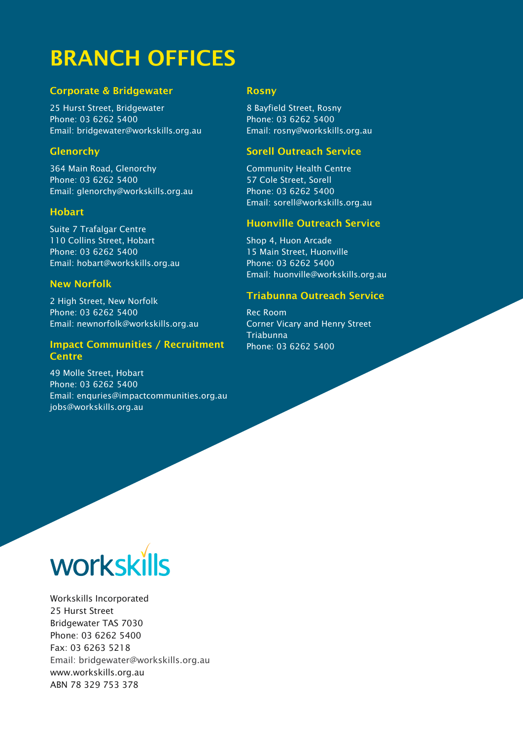# BRANCH OFFICES

### Corporate & Bridgewater

25 Hurst Street, Bridgewater
Phone: 03 6262 5400
Email: bridgewater@workskills.org.au

### Glenorchy

364 Main Road, Glenorchy
Phone: 03 6262 5400
Email: glenorchy@workskills.org.au

### Hobart

Suite 7 Trafalgar Centre
110 Collins Street, Hobart
Phone: 03 6262 5400
Email: hobart@workskills.org.au

### New Norfolk

2 High Street, New Norfolk
Phone: 03 6262 5400
Email: newnorfolk@workskills.org.au

### Impact Communities / Recruitment Centre

49 Molle Street, Hobart
Phone: 03 6262 5400
Email: enquries@impactcommunities.org.au
jobs@workskills.org.au

### Rosny

8 Bayfield Street, Rosny
Phone: 03 6262 5400
Email: rosny@workskills.org.au

### Sorell Outreach Service

Community Health Centre
57 Cole Street, Sorell
Phone: 03 6262 5400
Email: sorell@workskills.org.au

### Huonville Outreach Service

Shop 4, Huon Arcade
15 Main Street, Huonville
Phone: 03 6262 5400
Email: huonville@workskills.org.au

### Triabunna Outreach Service

Rec Room
Corner Vicary and Henry Street
Triabunna
Phone: 03 6262 5400

workskills

Workskills Incorporated
25 Hurst Street
Bridgewater TAS 7030
Phone: 03 6262 5400
Fax: 03 6263 5218
Email: bridgewater@workskills.org.au
www.workskills.org.au
ABN 78 329 753 378